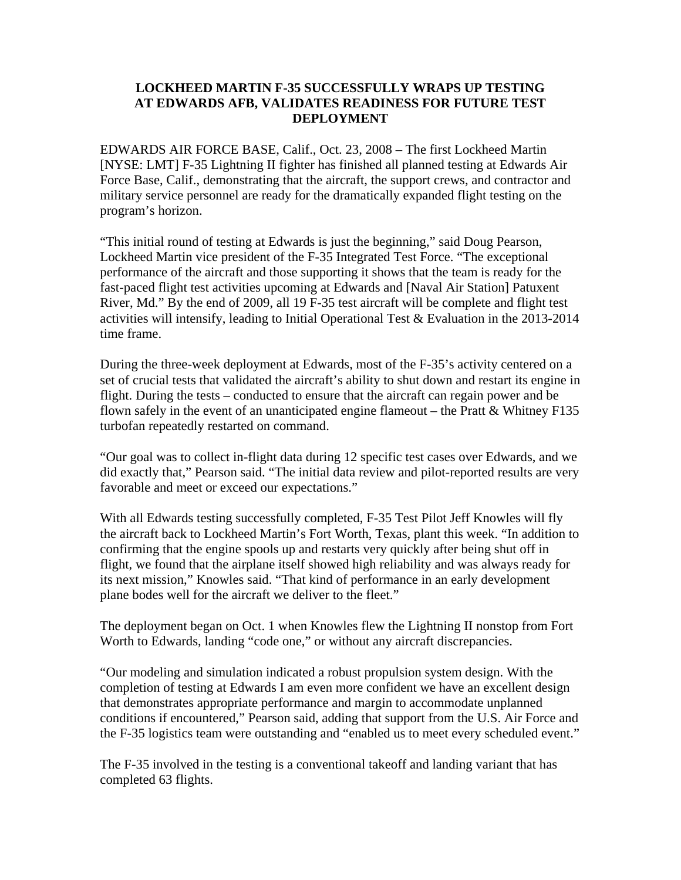# LOCKHEED MARTIN F-35 SUCCESSFULLY WRAPS UP TESTING AT EDWARDS AFB, VALIDATES READINESS FOR FUTURE TEST DEPLOYMENT

EDWARDS AIR FORCE BASE, Calif., Oct. 23, 2008 – The first Lockheed Martin [NYSE: LMT] F-35 Lightning II fighter has finished all planned testing at Edwards Air Force Base, Calif., demonstrating that the aircraft, the support crews, and contractor and military service personnel are ready for the dramatically expanded flight testing on the program's horizon.

"This initial round of testing at Edwards is just the beginning," said Doug Pearson, Lockheed Martin vice president of the F-35 Integrated Test Force. "The exceptional performance of the aircraft and those supporting it shows that the team is ready for the fast-paced flight test activities upcoming at Edwards and [Naval Air Station] Patuxent River, Md." By the end of 2009, all 19 F-35 test aircraft will be complete and flight test activities will intensify, leading to Initial Operational Test & Evaluation in the 2013-2014 time frame.

During the three-week deployment at Edwards, most of the F-35's activity centered on a set of crucial tests that validated the aircraft's ability to shut down and restart its engine in flight. During the tests – conducted to ensure that the aircraft can regain power and be flown safely in the event of an unanticipated engine flameout – the Pratt & Whitney F135 turbofan repeatedly restarted on command.

"Our goal was to collect in-flight data during 12 specific test cases over Edwards, and we did exactly that," Pearson said. "The initial data review and pilot-reported results are very favorable and meet or exceed our expectations."

With all Edwards testing successfully completed, F-35 Test Pilot Jeff Knowles will fly the aircraft back to Lockheed Martin's Fort Worth, Texas, plant this week. "In addition to confirming that the engine spools up and restarts very quickly after being shut off in flight, we found that the airplane itself showed high reliability and was always ready for its next mission," Knowles said. "That kind of performance in an early development plane bodes well for the aircraft we deliver to the fleet."

The deployment began on Oct. 1 when Knowles flew the Lightning II nonstop from Fort Worth to Edwards, landing "code one," or without any aircraft discrepancies.

"Our modeling and simulation indicated a robust propulsion system design. With the completion of testing at Edwards I am even more confident we have an excellent design that demonstrates appropriate performance and margin to accommodate unplanned conditions if encountered," Pearson said, adding that support from the U.S. Air Force and the F-35 logistics team were outstanding and "enabled us to meet every scheduled event."

The F-35 involved in the testing is a conventional takeoff and landing variant that has completed 63 flights.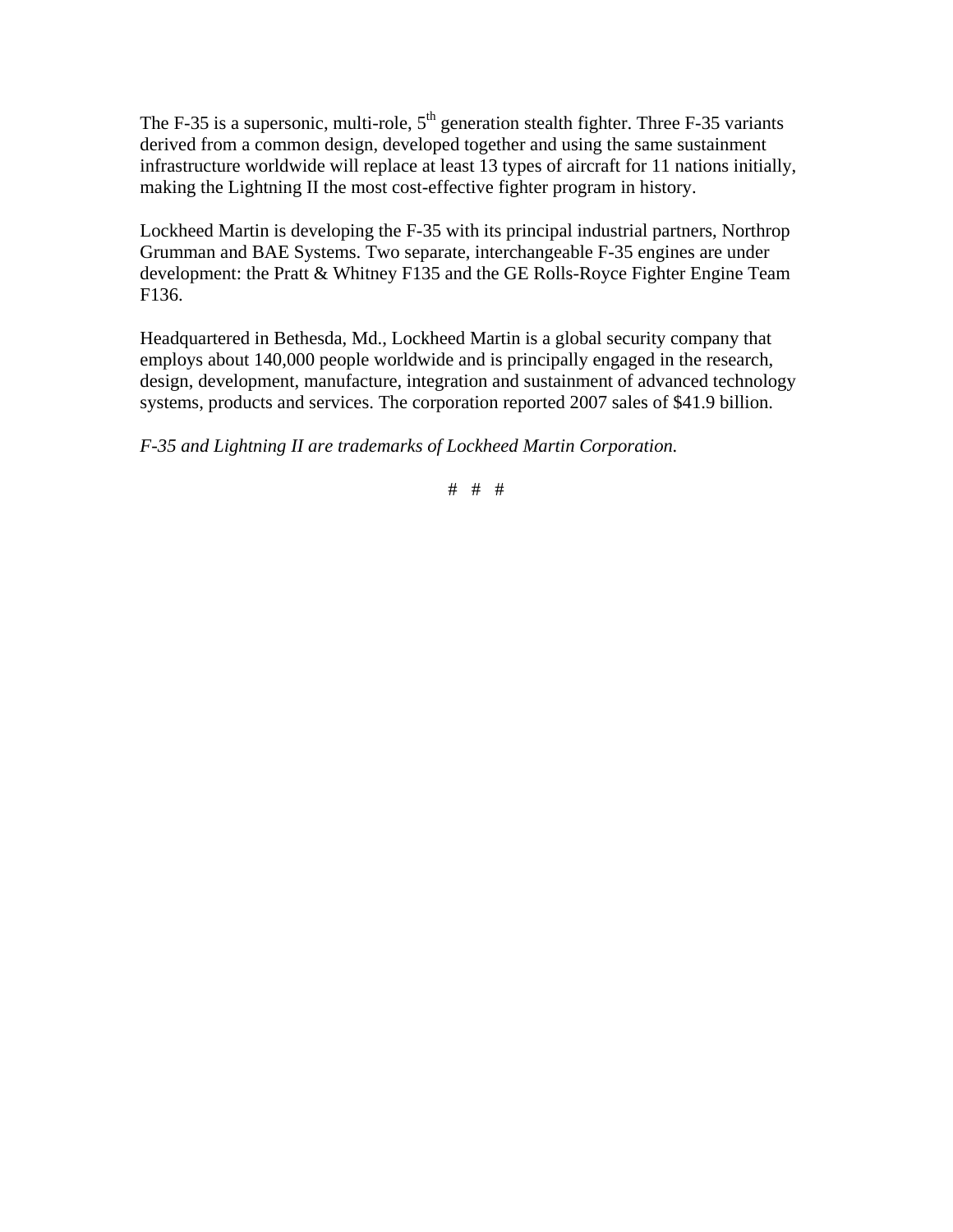The F-35 is a supersonic, multi-role, $5^{th}$ generation stealth fighter. Three F-35 variants derived from a common design, developed together and using the same sustainment infrastructure worldwide will replace at least 13 types of aircraft for 11 nations initially, making the Lightning II the most cost-effective fighter program in history.

Lockheed Martin is developing the F-35 with its principal industrial partners, Northrop Grumman and BAE Systems. Two separate, interchangeable F-35 engines are under development: the Pratt & Whitney F135 and the GE Rolls-Royce Fighter Engine Team F136.

Headquartered in Bethesda, Md., Lockheed Martin is a global security company that employs about 140,000 people worldwide and is principally engaged in the research, design, development, manufacture, integration and sustainment of advanced technology systems, products and services. The corporation reported 2007 sales of $41.9 billion.

*F-35 and Lightning II are trademarks of Lockheed Martin Corporation.*

# # #